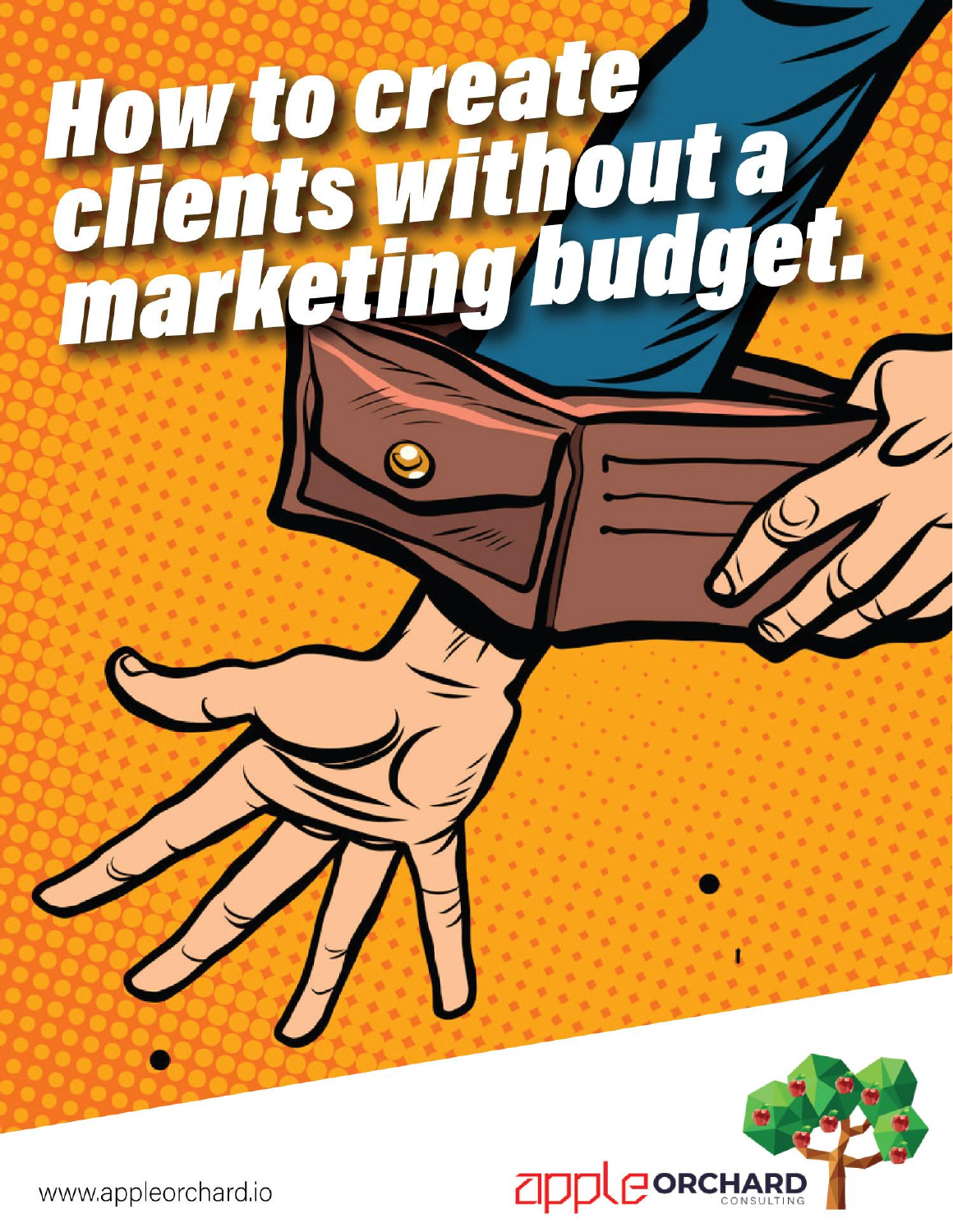# How to create clients without a marketing budget.

apple ORCHARD CONSULTING

www.appleorchard.io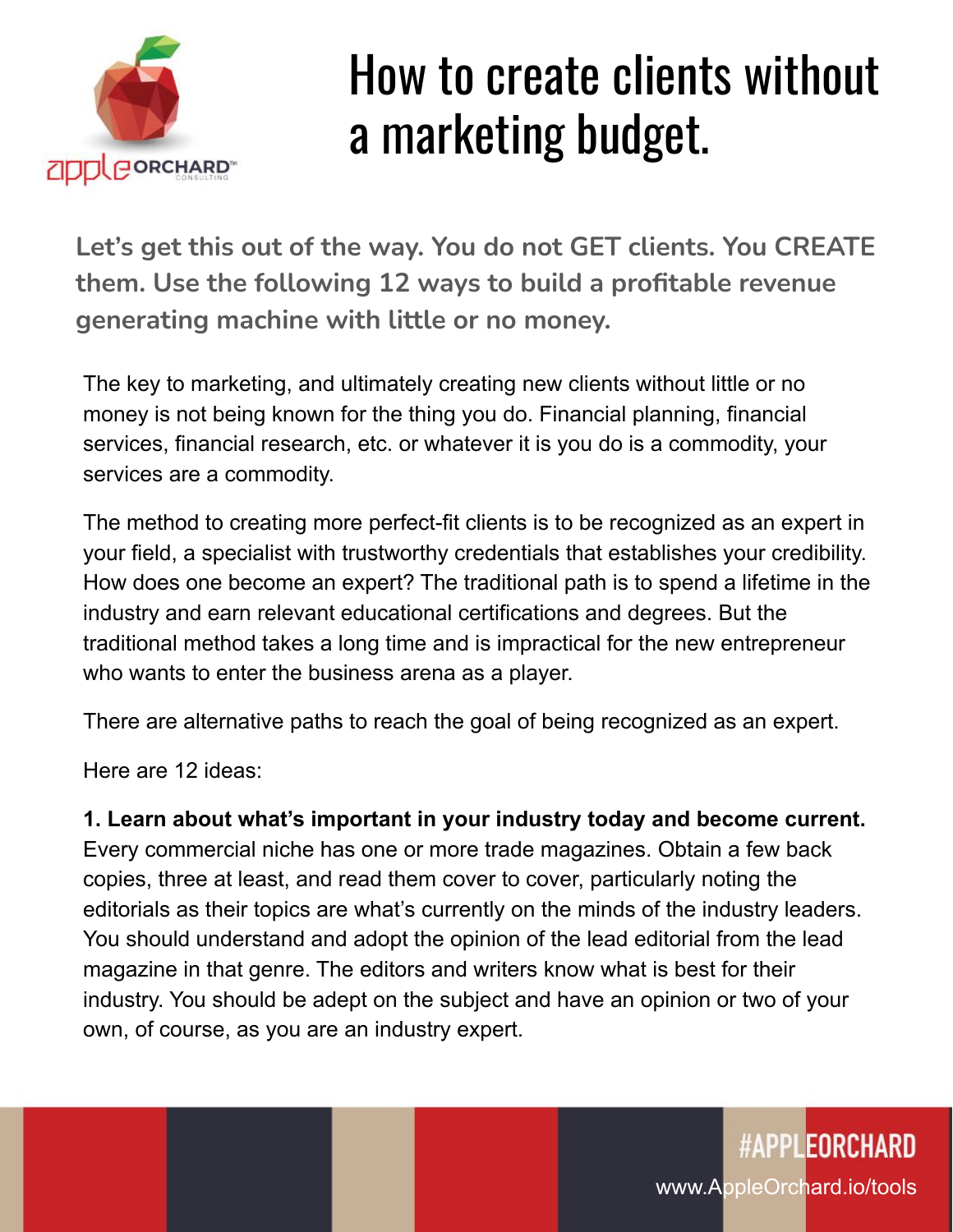# How to create clients without a marketing budget.

**Let's get this out of the way. You do not GET clients. You CREATE them. Use the following 12 ways to build a profitable revenue generating machine with little or no money.**

The key to marketing, and ultimately creating new clients without little or no money is not being known for the thing you do. Financial planning, financial services, financial research, etc. or whatever it is you do is a commodity, your services are a commodity.

The method to creating more perfect-fit clients is to be recognized as an expert in your field, a specialist with trustworthy credentials that establishes your credibility. How does one become an expert? The traditional path is to spend a lifetime in the industry and earn relevant educational certifications and degrees. But the traditional method takes a long time and is impractical for the new entrepreneur who wants to enter the business arena as a player.

There are alternative paths to reach the goal of being recognized as an expert.

Here are 12 ideas:

**1. Learn about what's important in your industry today and become current.** Every commercial niche has one or more trade magazines. Obtain a few back copies, three at least, and read them cover to cover, particularly noting the editorials as their topics are what's currently on the minds of the industry leaders. You should understand and adopt the opinion of the lead editorial from the lead magazine in that genre. The editors and writers know what is best for their industry. You should be adept on the subject and have an opinion or two of your own, of course, as you are an industry expert.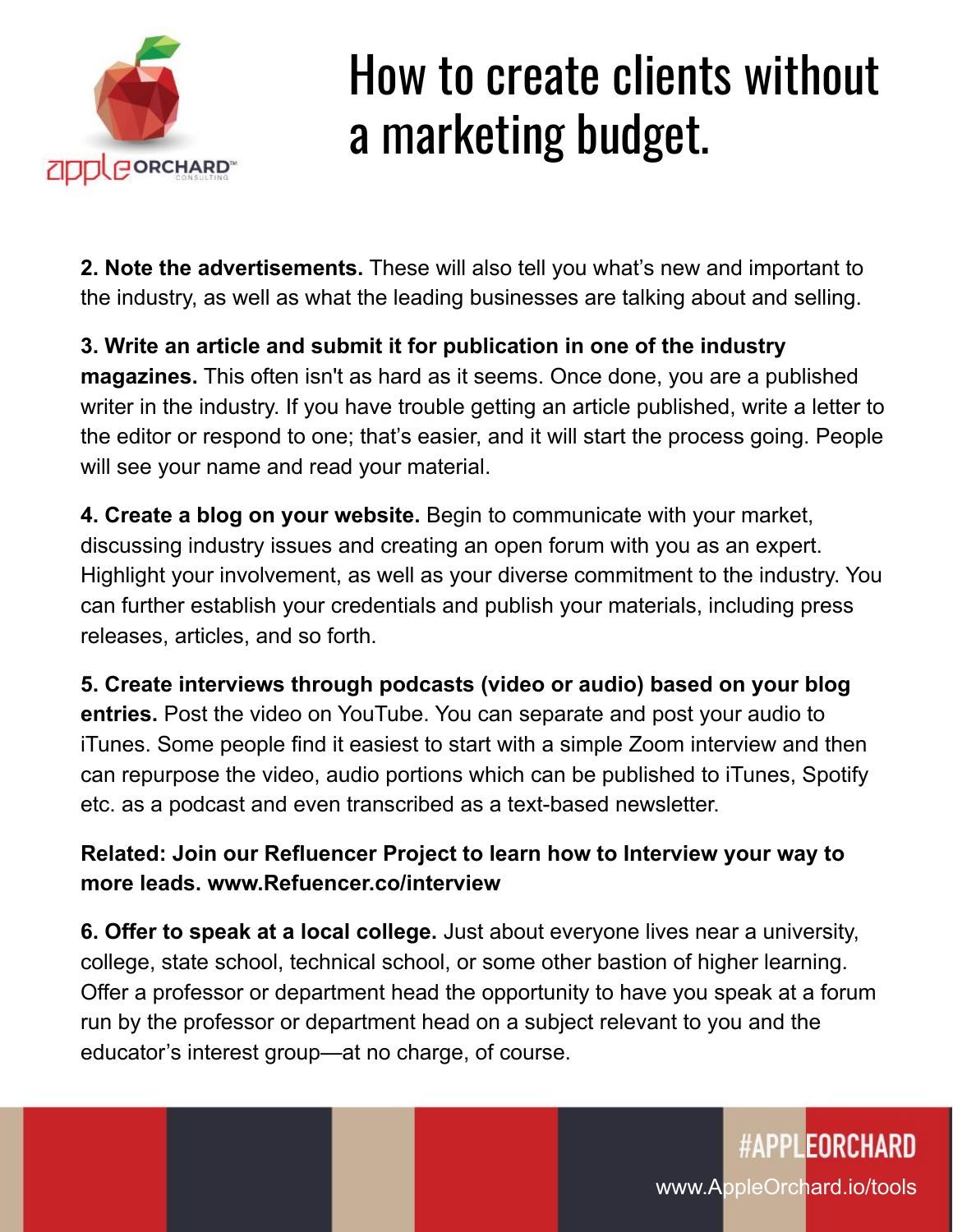# How to create clients without a marketing budget.

**2. Note the advertisements.** These will also tell you what's new and important to the industry, as well as what the leading businesses are talking about and selling.

**3. Write an article and submit it for publication in one of the industry magazines.** This often isn't as hard as it seems. Once done, you are a published writer in the industry. If you have trouble getting an article published, write a letter to the editor or respond to one; that's easier, and it will start the process going. People will see your name and read your material.

**4. Create a blog on your website.** Begin to communicate with your market, discussing industry issues and creating an open forum with you as an expert. Highlight your involvement, as well as your diverse commitment to the industry. You can further establish your credentials and publish your materials, including press releases, articles, and so forth.

**5. Create interviews through podcasts (video or audio) based on your blog entries.** Post the video on YouTube. You can separate and post your audio to iTunes. Some people find it easiest to start with a simple Zoom interview and then can repurpose the video, audio portions which can be published to iTunes, Spotify etc. as a podcast and even transcribed as a text-based newsletter.

**Related: Join our Refluencer Project to learn how to Interview your way to more leads. www.Refuencer.co/interview**

**6. Offer to speak at a local college.** Just about everyone lives near a university, college, state school, technical school, or some other bastion of higher learning. Offer a professor or department head the opportunity to have you speak at a forum run by the professor or department head on a subject relevant to you and the educator's interest group—at no charge, of course.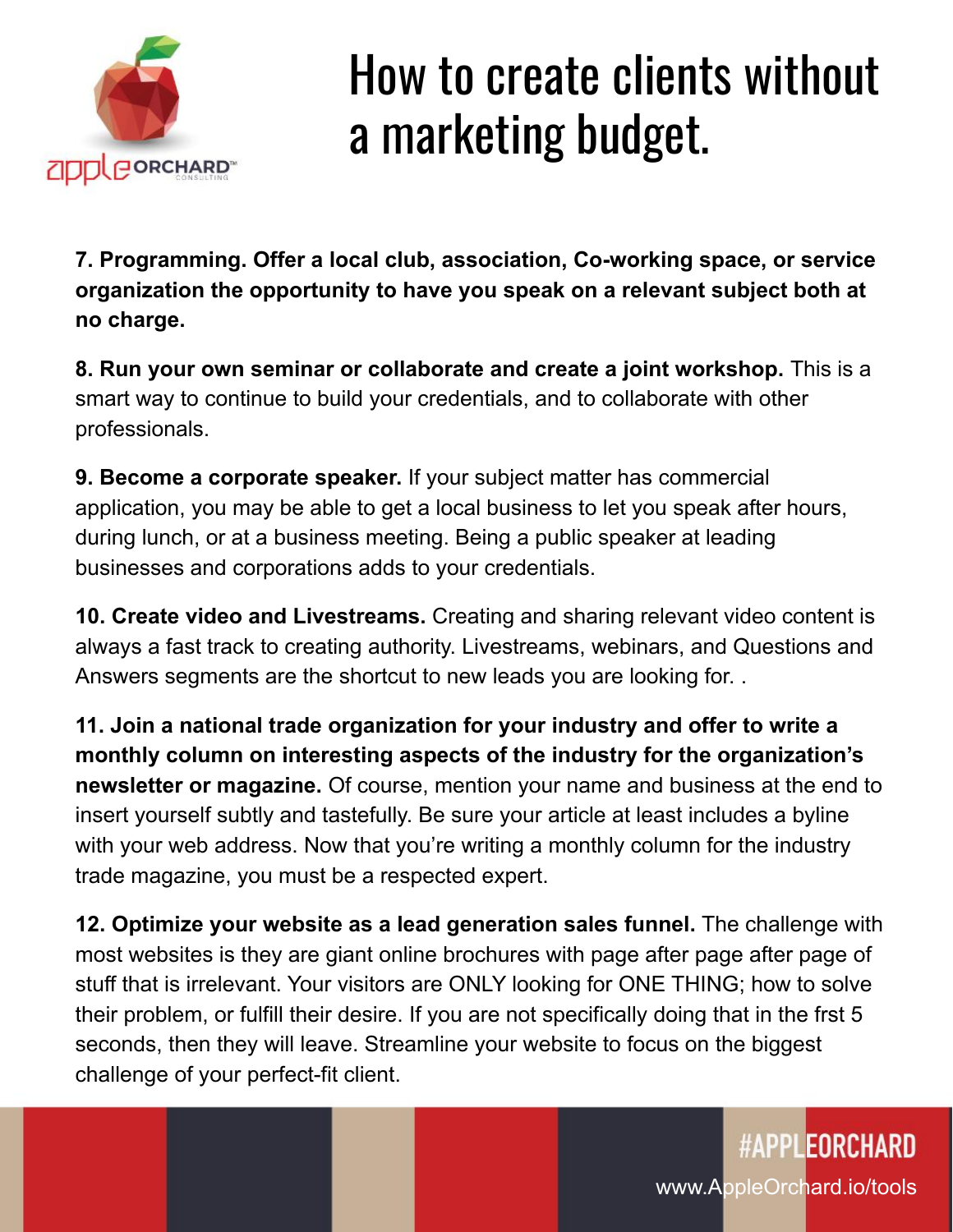# How to create clients without a marketing budget.

**7. Programming. Offer a local club, association, Co-working space, or service organization the opportunity to have you speak on a relevant subject both at no charge.**

**8. Run your own seminar or collaborate and create a joint workshop.** This is a smart way to continue to build your credentials, and to collaborate with other professionals.

**9. Become a corporate speaker.** If your subject matter has commercial application, you may be able to get a local business to let you speak after hours, during lunch, or at a business meeting. Being a public speaker at leading businesses and corporations adds to your credentials.

**10. Create video and Livestreams.** Creating and sharing relevant video content is always a fast track to creating authority. Livestreams, webinars, and Questions and Answers segments are the shortcut to new leads you are looking for. .

**11. Join a national trade organization for your industry and offer to write a monthly column on interesting aspects of the industry for the organization's newsletter or magazine.** Of course, mention your name and business at the end to insert yourself subtly and tastefully. Be sure your article at least includes a byline with your web address. Now that you're writing a monthly column for the industry trade magazine, you must be a respected expert.

**12. Optimize your website as a lead generation sales funnel.** The challenge with most websites is they are giant online brochures with page after page after page of stuff that is irrelevant. Your visitors are ONLY looking for ONE THING; how to solve their problem, or fulfill their desire. If you are not specifically doing that in the frst 5 seconds, then they will leave. Streamline your website to focus on the biggest challenge of your perfect-fit client.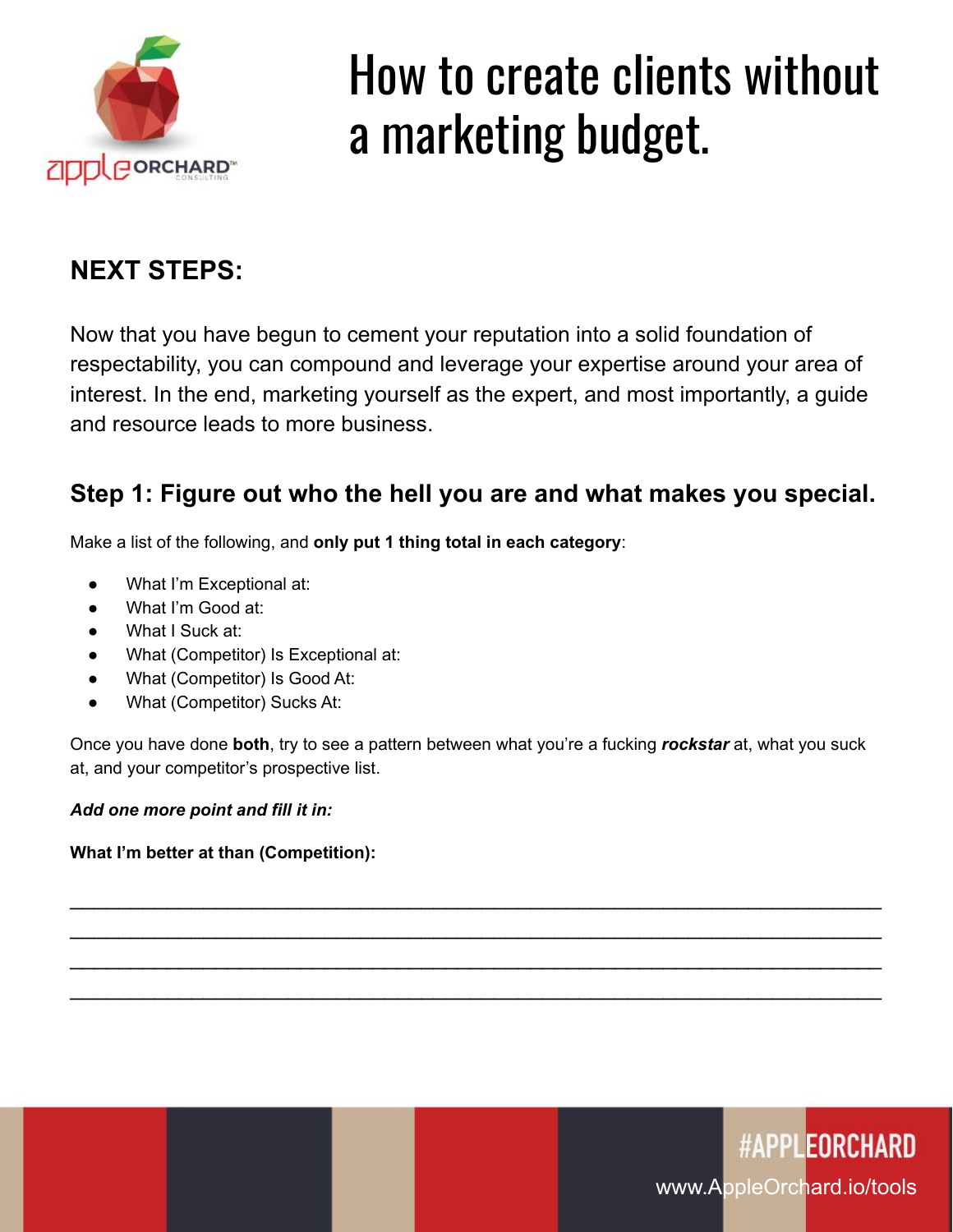# How to create clients without a marketing budget.

## NEXT STEPS:

Now that you have begun to cement your reputation into a solid foundation of respectability, you can compound and leverage your expertise around your area of interest. In the end, marketing yourself as the expert, and most importantly, a guide and resource leads to more business.

### Step 1: Figure out who the hell you are and what makes you special.

Make a list of the following, and **only put 1 thing total in each category**:

- What I'm Exceptional at:
- What I'm Good at:
- What I Suck at:
- What (Competitor) Is Exceptional at:
- What (Competitor) Is Good At:
- What (Competitor) Sucks At:

Once you have done **both**, try to see a pattern between what you're a fucking ***rockstar*** at, what you suck at, and your competitor's prospective list.

***Add one more point and fill it in:***

**What I'm better at than (Competition):**

\_\_\_\_\_\_\_\_\_\_\_\_\_\_\_\_\_\_\_\_\_\_\_\_\_\_\_\_\_\_\_\_\_\_\_\_\_\_\_\_\_\_\_\_\_\_\_\_\_\_\_\_\_\_\_\_\_\_\_\_\_\_\_\_\_\_\_\_\_\_

\_\_\_\_\_\_\_\_\_\_\_\_\_\_\_\_\_\_\_\_\_\_\_\_\_\_\_\_\_\_\_\_\_\_\_\_\_\_\_\_\_\_\_\_\_\_\_\_\_\_\_\_\_\_\_\_\_\_\_\_\_\_\_\_\_\_\_\_\_\_

\_\_\_\_\_\_\_\_\_\_\_\_\_\_\_\_\_\_\_\_\_\_\_\_\_\_\_\_\_\_\_\_\_\_\_\_\_\_\_\_\_\_\_\_\_\_\_\_\_\_\_\_\_\_\_\_\_\_\_\_\_\_\_\_\_\_\_\_\_\_

\_\_\_\_\_\_\_\_\_\_\_\_\_\_\_\_\_\_\_\_\_\_\_\_\_\_\_\_\_\_\_\_\_\_\_\_\_\_\_\_\_\_\_\_\_\_\_\_\_\_\_\_\_\_\_\_\_\_\_\_\_\_\_\_\_\_\_\_\_\_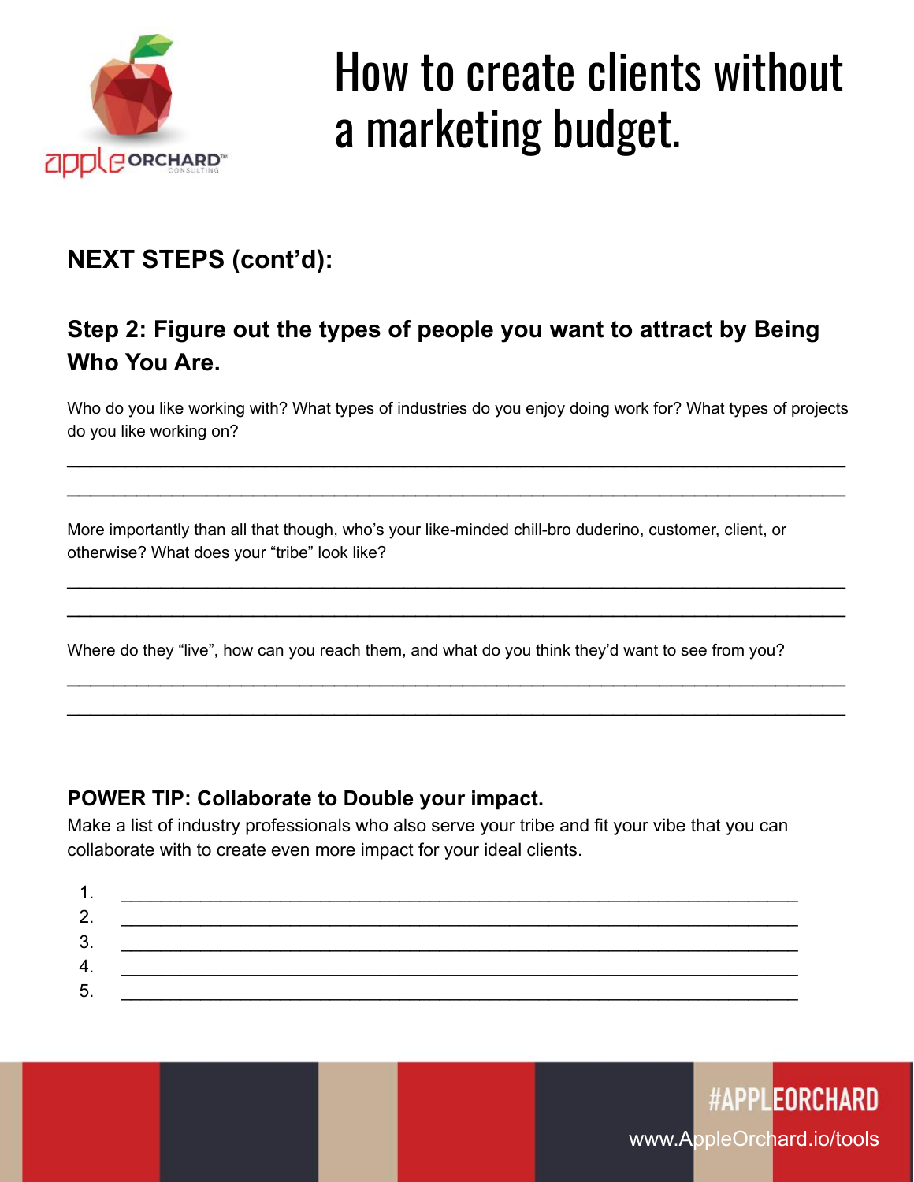# How to create clients without a marketing budget.

## NEXT STEPS (cont'd):

### Step 2: Figure out the types of people you want to attract by Being Who You Are.

Who do you like working with? What types of industries do you enjoy doing work for? What types of projects do you like working on?

_______________________________________________________________________________

_______________________________________________________________________________

More importantly than all that though, who's your like-minded chill-bro duderino, customer, client, or otherwise? What does your "tribe" look like?

_______________________________________________________________________________

_______________________________________________________________________________

Where do they "live", how can you reach them, and what do you think they'd want to see from you?

_______________________________________________________________________________

_______________________________________________________________________________

**POWER TIP: Collaborate to Double your impact.**

Make a list of industry professionals who also serve your tribe and fit your vibe that you can collaborate with to create even more impact for your ideal clients.

1. ____________________________________________________________
2. ____________________________________________________________
3. ____________________________________________________________
4. ____________________________________________________________
5. ____________________________________________________________

#APPLEORCHARD

www.AppleOrchard.io/tools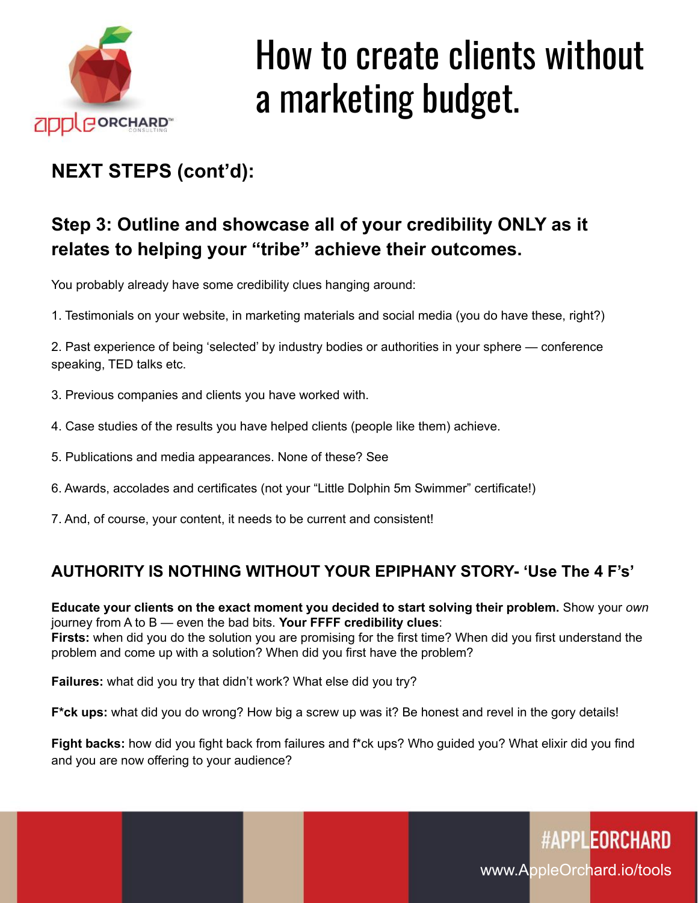# How to create clients without a marketing budget.

## NEXT STEPS (cont'd):

### Step 3: Outline and showcase all of your credibility ONLY as it relates to helping your "tribe" achieve their outcomes.

You probably already have some credibility clues hanging around:

1. Testimonials on your website, in marketing materials and social media (you do have these, right?)

2. Past experience of being 'selected' by industry bodies or authorities in your sphere — conference speaking, TED talks etc.

3. Previous companies and clients you have worked with.

4. Case studies of the results you have helped clients (people like them) achieve.

5. Publications and media appearances. None of these? See

6. Awards, accolades and certificates (not your "Little Dolphin 5m Swimmer" certificate!)

7. And, of course, your content, it needs to be current and consistent!

### AUTHORITY IS NOTHING WITHOUT YOUR EPIPHANY STORY- 'Use The 4 F's'

**Educate your clients on the exact moment you decided to start solving their problem.** Show your *own* journey from A to B — even the bad bits. **Your FFFF credibility clues**:
**Firsts:** when did you do the solution you are promising for the first time? When did you first understand the problem and come up with a solution? When did you first have the problem?

**Failures:** what did you try that didn't work? What else did you try?

**F*ck ups:** what did you do wrong? How big a screw up was it? Be honest and revel in the gory details!

**Fight backs:** how did you fight back from failures and f*ck ups? Who guided you? What elixir did you find and you are now offering to your audience?

#APPLEORCHARD

www.AppleOrchard.io/tools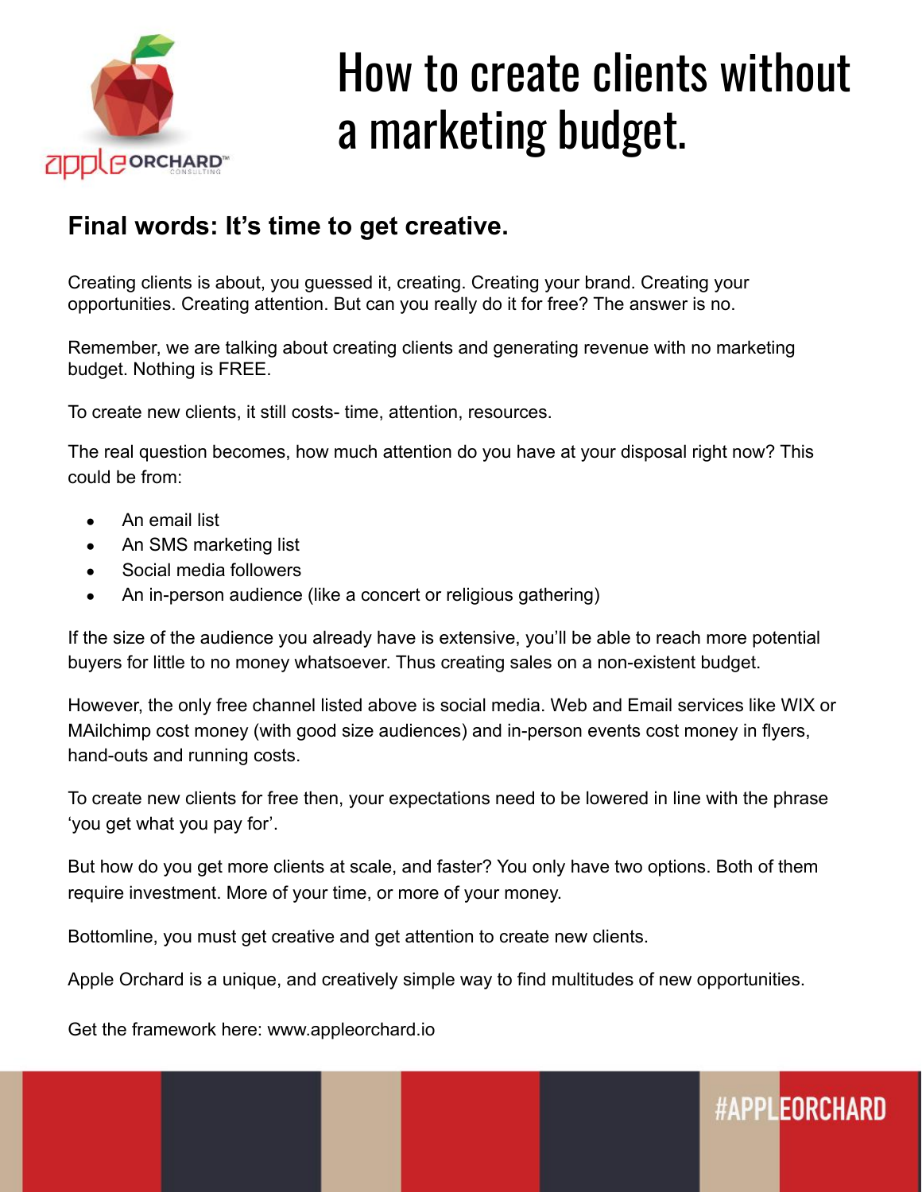# How to create clients without a marketing budget.

## Final words: It's time to get creative.

Creating clients is about, you guessed it, creating. Creating your brand. Creating your opportunities. Creating attention. But can you really do it for free? The answer is no.

Remember, we are talking about creating clients and generating revenue with no marketing budget. Nothing is FREE.

To create new clients, it still costs- time, attention, resources.

The real question becomes, how much attention do you have at your disposal right now? This could be from:

- An email list
- An SMS marketing list
- Social media followers
- An in-person audience (like a concert or religious gathering)

If the size of the audience you already have is extensive, you'll be able to reach more potential buyers for little to no money whatsoever. Thus creating sales on a non-existent budget.

However, the only free channel listed above is social media. Web and Email services like WIX or MAilchimp cost money (with good size audiences) and in-person events cost money in flyers, hand-outs and running costs.

To create new clients for free then, your expectations need to be lowered in line with the phrase 'you get what you pay for'.

But how do you get more clients at scale, and faster? You only have two options. Both of them require investment. More of your time, or more of your money.

Bottomline, you must get creative and get attention to create new clients.

Apple Orchard is a unique, and creatively simple way to find multitudes of new opportunities.

Get the framework here: www.appleorchard.io

#APPLEORCHARD